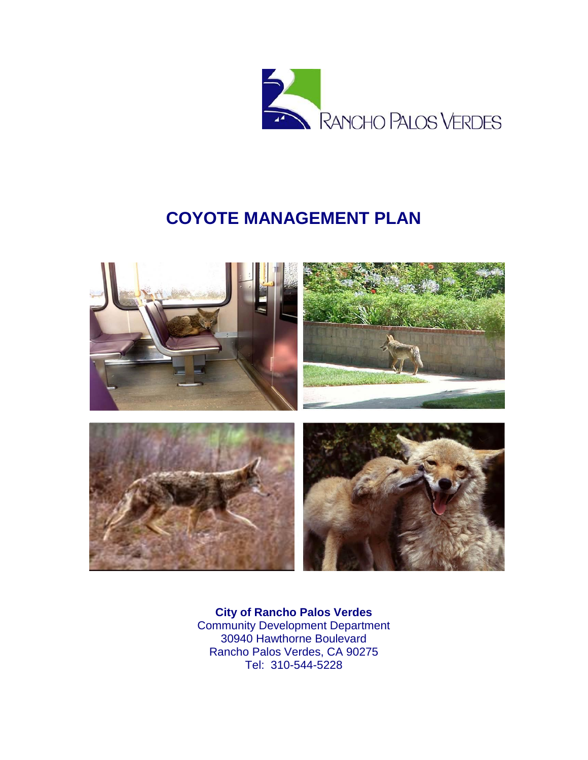RANCHO PALOS VERDES

# COYOTE MANAGEMENT PLAN

**City of Rancho Palos Verdes**
Community Development Department
30940 Hawthorne Boulevard
Rancho Palos Verdes, CA 90275
Tel: 310-544-5228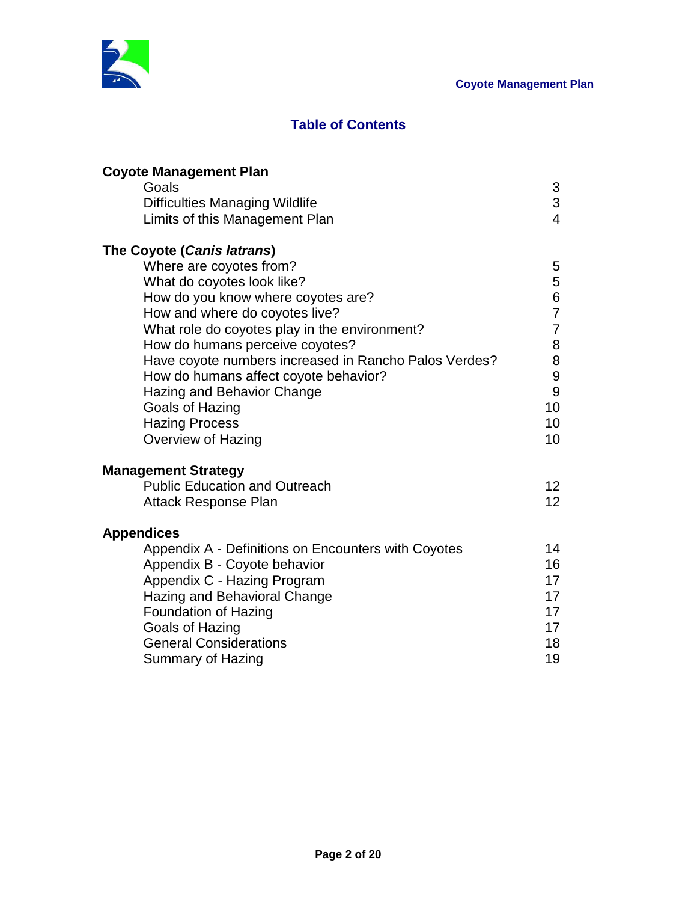# Table of Contents

| | |
|---|---|
| **Coyote Management Plan** | |
| Goals | 3 |
| Difficulties Managing Wildlife | 3 |
| Limits of this Management Plan | 4 |
| **The Coyote (*Canis latrans*)** | |
| Where are coyotes from? | 5 |
| What do coyotes look like? | 5 |
| How do you know where coyotes are? | 6 |
| How and where do coyotes live? | 7 |
| What role do coyotes play in the environment? | 7 |
| How do humans perceive coyotes? | 8 |
| Have coyote numbers increased in Rancho Palos Verdes? | 8 |
| How do humans affect coyote behavior? | 9 |
| Hazing and Behavior Change | 9 |
| Goals of Hazing | 10 |
| Hazing Process | 10 |
| Overview of Hazing | 10 |
| **Management Strategy** | |
| Public Education and Outreach | 12 |
| Attack Response Plan | 12 |
| **Appendices** | |
| Appendix A - Definitions on Encounters with Coyotes | 14 |
| Appendix B - Coyote behavior | 16 |
| Appendix C - Hazing Program | 17 |
| Hazing and Behavioral Change | 17 |
| Foundation of Hazing | 17 |
| Goals of Hazing | 17 |
| General Considerations | 18 |
| Summary of Hazing | 19 |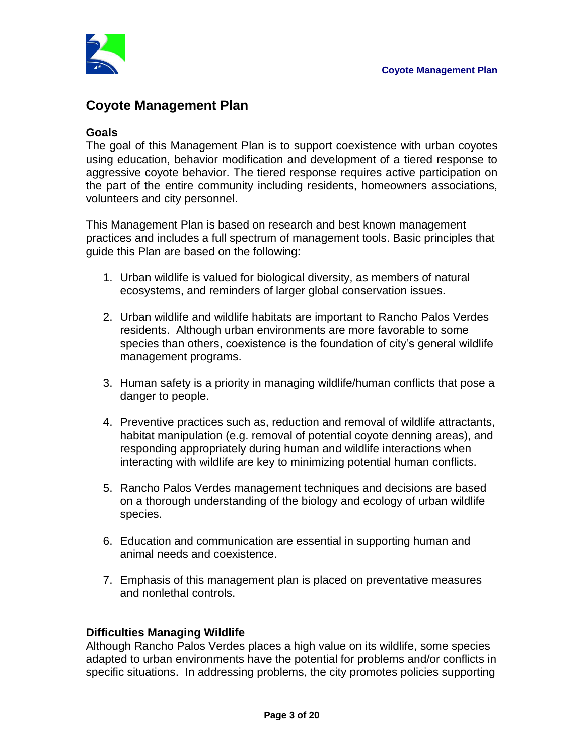# Coyote Management Plan

## Goals

The goal of this Management Plan is to support coexistence with urban coyotes using education, behavior modification and development of a tiered response to aggressive coyote behavior. The tiered response requires active participation on the part of the entire community including residents, homeowners associations, volunteers and city personnel.

This Management Plan is based on research and best known management practices and includes a full spectrum of management tools. Basic principles that guide this Plan are based on the following:

1. Urban wildlife is valued for biological diversity, as members of natural ecosystems, and reminders of larger global conservation issues.

2. Urban wildlife and wildlife habitats are important to Rancho Palos Verdes residents. Although urban environments are more favorable to some species than others, coexistence is the foundation of city's general wildlife management programs.

3. Human safety is a priority in managing wildlife/human conflicts that pose a danger to people.

4. Preventive practices such as, reduction and removal of wildlife attractants, habitat manipulation (e.g. removal of potential coyote denning areas), and responding appropriately during human and wildlife interactions when interacting with wildlife are key to minimizing potential human conflicts.

5. Rancho Palos Verdes management techniques and decisions are based on a thorough understanding of the biology and ecology of urban wildlife species.

6. Education and communication are essential in supporting human and animal needs and coexistence.

7. Emphasis of this management plan is placed on preventative measures and nonlethal controls.

## Difficulties Managing Wildlife

Although Rancho Palos Verdes places a high value on its wildlife, some species adapted to urban environments have the potential for problems and/or conflicts in specific situations. In addressing problems, the city promotes policies supporting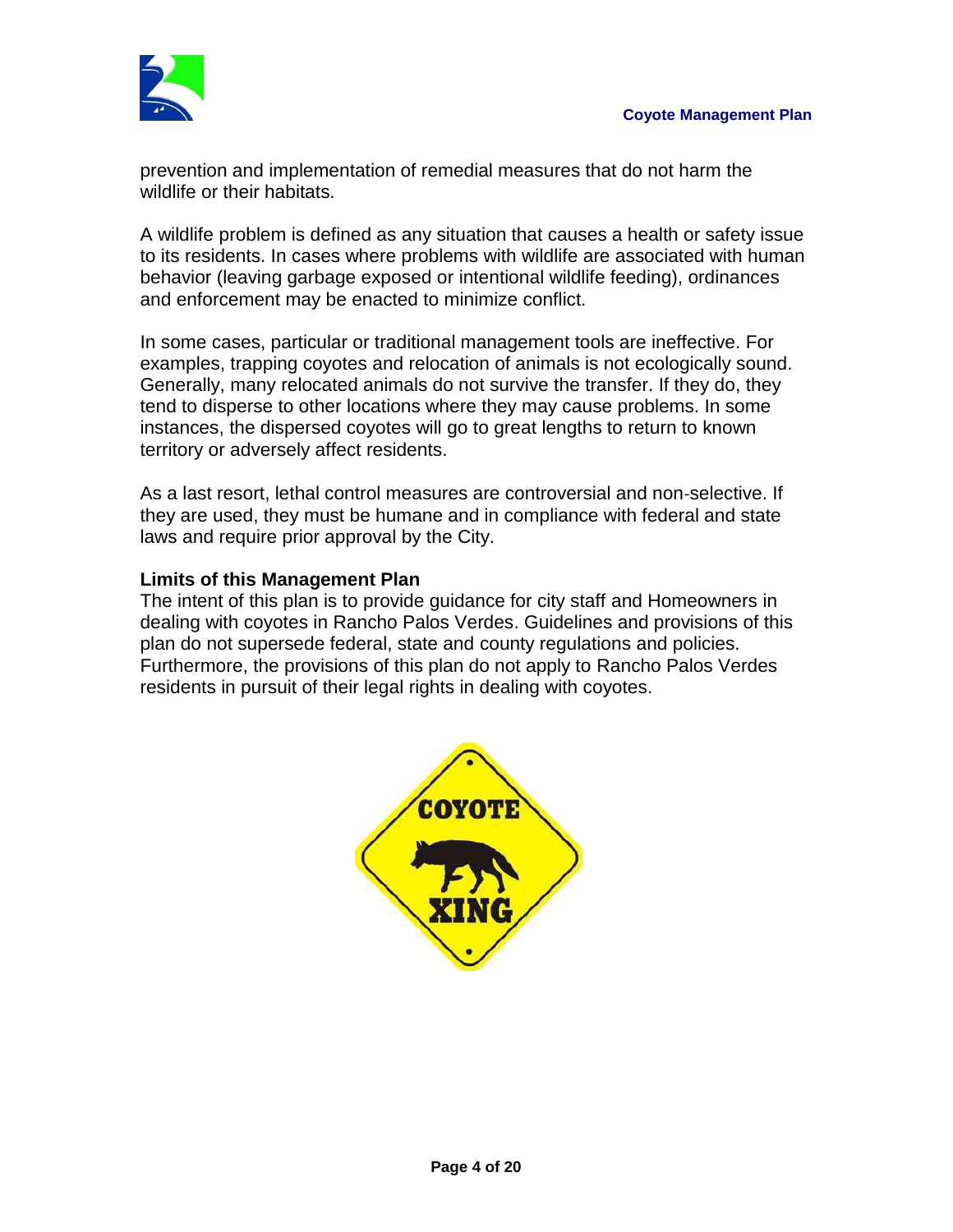prevention and implementation of remedial measures that do not harm the wildlife or their habitats.

A wildlife problem is defined as any situation that causes a health or safety issue to its residents. In cases where problems with wildlife are associated with human behavior (leaving garbage exposed or intentional wildlife feeding), ordinances and enforcement may be enacted to minimize conflict.

In some cases, particular or traditional management tools are ineffective. For examples, trapping coyotes and relocation of animals is not ecologically sound. Generally, many relocated animals do not survive the transfer. If they do, they tend to disperse to other locations where they may cause problems. In some instances, the dispersed coyotes will go to great lengths to return to known territory or adversely affect residents.

As a last resort, lethal control measures are controversial and non-selective. If they are used, they must be humane and in compliance with federal and state laws and require prior approval by the City.

**Limits of this Management Plan**

The intent of this plan is to provide guidance for city staff and Homeowners in dealing with coyotes in Rancho Palos Verdes. Guidelines and provisions of this plan do not supersede federal, state and county regulations and policies. Furthermore, the provisions of this plan do not apply to Rancho Palos Verdes residents in pursuit of their legal rights in dealing with coyotes.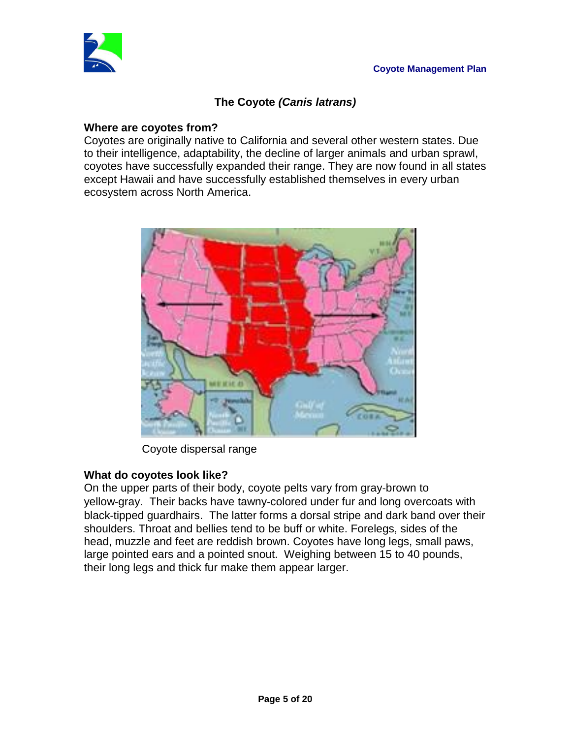## The Coyote *(Canis latrans)*

**Where are coyotes from?**

Coyotes are originally native to California and several other western states. Due to their intelligence, adaptability, the decline of larger animals and urban sprawl, coyotes have successfully expanded their range. They are now found in all states except Hawaii and have successfully established themselves in every urban ecosystem across North America.

Coyote dispersal range

**What do coyotes look like?**

On the upper parts of their body, coyote pelts vary from gray-brown to yellow-gray. Their backs have tawny-colored under fur and long overcoats with black-tipped guardhairs. The latter forms a dorsal stripe and dark band over their shoulders. Throat and bellies tend to be buff or white. Forelegs, sides of the head, muzzle and feet are reddish brown. Coyotes have long legs, small paws, large pointed ears and a pointed snout. Weighing between 15 to 40 pounds, their long legs and thick fur make them appear larger.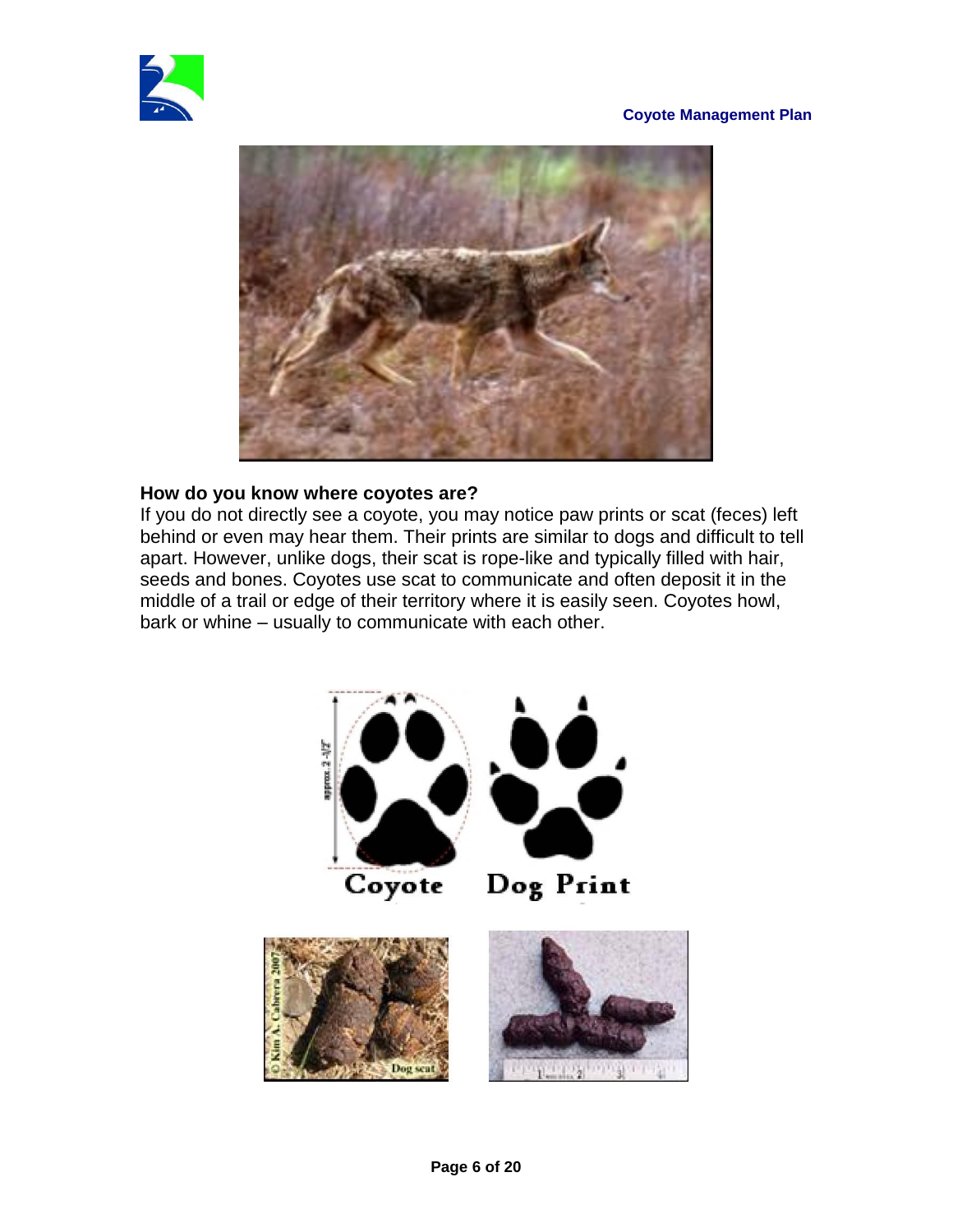### How do you know where coyotes are?

If you do not directly see a coyote, you may notice paw prints or scat (feces) left behind or even may hear them. Their prints are similar to dogs and difficult to tell apart. However, unlike dogs, their scat is rope-like and typically filled with hair, seeds and bones. Coyotes use scat to communicate and often deposit it in the middle of a trail or edge of their territory where it is easily seen. Coyotes howl, bark or whine – usually to communicate with each other.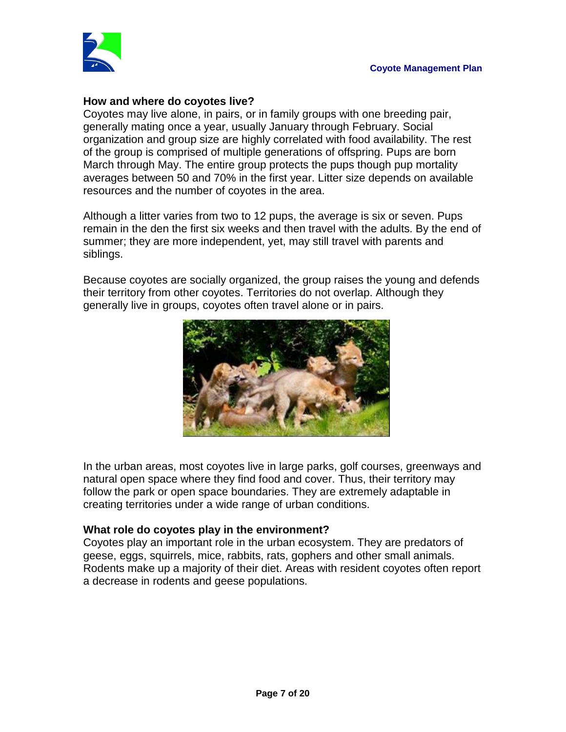### How and where do coyotes live?

Coyotes may live alone, in pairs, or in family groups with one breeding pair, generally mating once a year, usually January through February. Social organization and group size are highly correlated with food availability. The rest of the group is comprised of multiple generations of offspring. Pups are born March through May. The entire group protects the pups though pup mortality averages between 50 and 70% in the first year. Litter size depends on available resources and the number of coyotes in the area.

Although a litter varies from two to 12 pups, the average is six or seven. Pups remain in the den the first six weeks and then travel with the adults. By the end of summer; they are more independent, yet, may still travel with parents and siblings.

Because coyotes are socially organized, the group raises the young and defends their territory from other coyotes. Territories do not overlap. Although they generally live in groups, coyotes often travel alone or in pairs.

In the urban areas, most coyotes live in large parks, golf courses, greenways and natural open space where they find food and cover. Thus, their territory may follow the park or open space boundaries. They are extremely adaptable in creating territories under a wide range of urban conditions.

### What role do coyotes play in the environment?

Coyotes play an important role in the urban ecosystem. They are predators of geese, eggs, squirrels, mice, rabbits, rats, gophers and other small animals. Rodents make up a majority of their diet. Areas with resident coyotes often report a decrease in rodents and geese populations.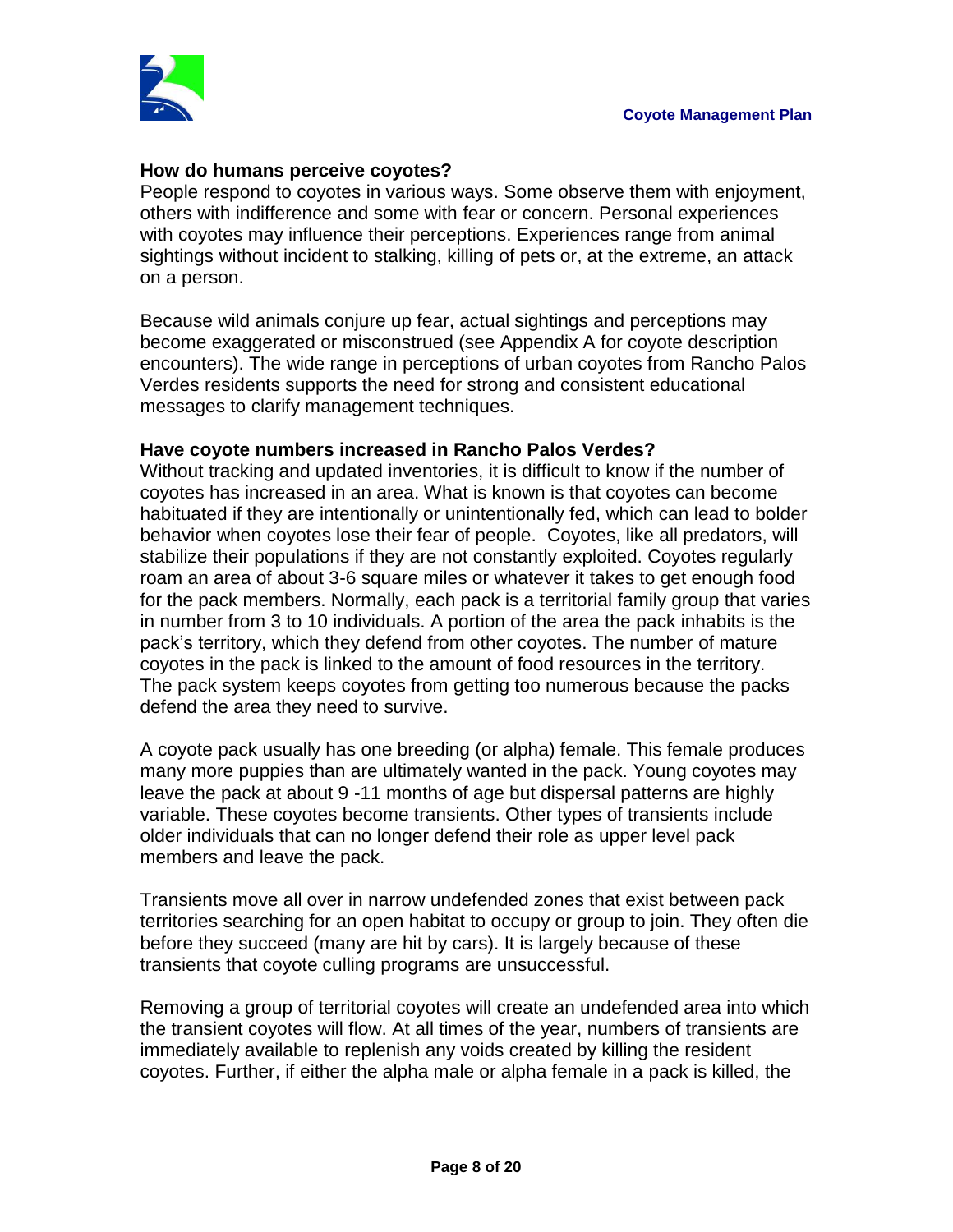### How do humans perceive coyotes?

People respond to coyotes in various ways. Some observe them with enjoyment, others with indifference and some with fear or concern. Personal experiences with coyotes may influence their perceptions. Experiences range from animal sightings without incident to stalking, killing of pets or, at the extreme, an attack on a person.

Because wild animals conjure up fear, actual sightings and perceptions may become exaggerated or misconstrued (see Appendix A for coyote description encounters). The wide range in perceptions of urban coyotes from Rancho Palos Verdes residents supports the need for strong and consistent educational messages to clarify management techniques.

### Have coyote numbers increased in Rancho Palos Verdes?

Without tracking and updated inventories, it is difficult to know if the number of coyotes has increased in an area. What is known is that coyotes can become habituated if they are intentionally or unintentionally fed, which can lead to bolder behavior when coyotes lose their fear of people. Coyotes, like all predators, will stabilize their populations if they are not constantly exploited. Coyotes regularly roam an area of about 3-6 square miles or whatever it takes to get enough food for the pack members. Normally, each pack is a territorial family group that varies in number from 3 to 10 individuals. A portion of the area the pack inhabits is the pack's territory, which they defend from other coyotes. The number of mature coyotes in the pack is linked to the amount of food resources in the territory. The pack system keeps coyotes from getting too numerous because the packs defend the area they need to survive.

A coyote pack usually has one breeding (or alpha) female. This female produces many more puppies than are ultimately wanted in the pack. Young coyotes may leave the pack at about 9 -11 months of age but dispersal patterns are highly variable. These coyotes become transients. Other types of transients include older individuals that can no longer defend their role as upper level pack members and leave the pack.

Transients move all over in narrow undefended zones that exist between pack territories searching for an open habitat to occupy or group to join. They often die before they succeed (many are hit by cars). It is largely because of these transients that coyote culling programs are unsuccessful.

Removing a group of territorial coyotes will create an undefended area into which the transient coyotes will flow. At all times of the year, numbers of transients are immediately available to replenish any voids created by killing the resident coyotes. Further, if either the alpha male or alpha female in a pack is killed, the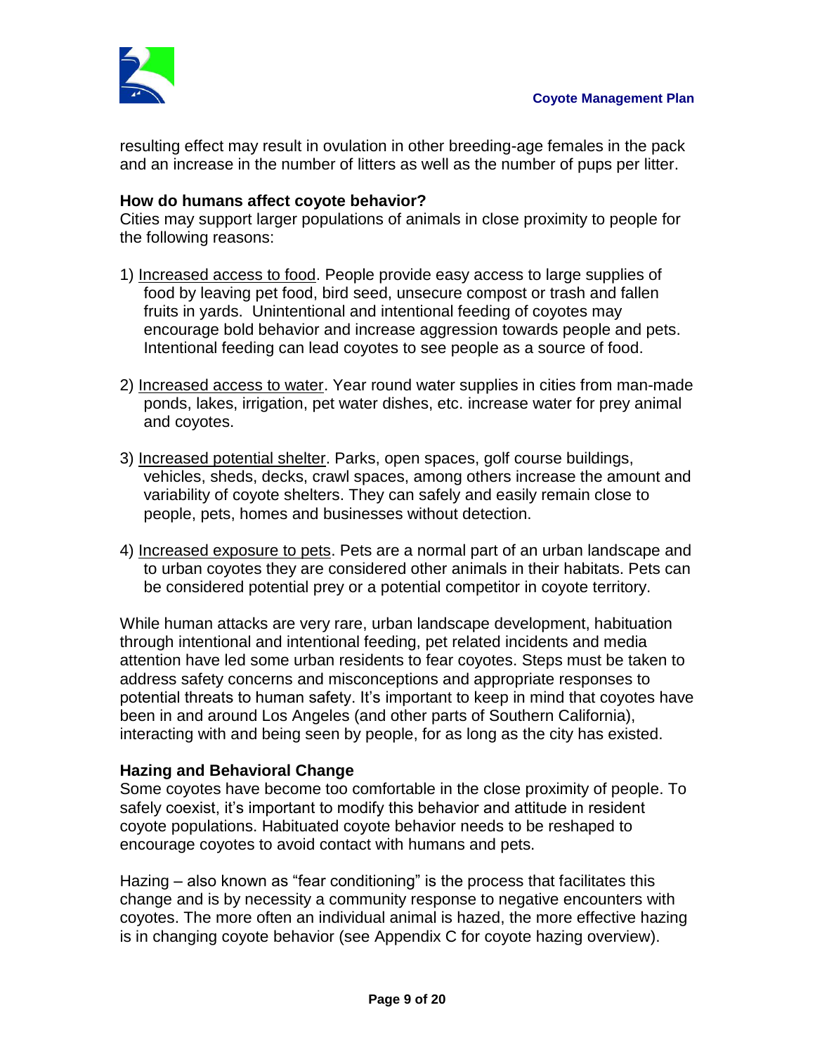resulting effect may result in ovulation in other breeding-age females in the pack and an increase in the number of litters as well as the number of pups per litter.

**How do humans affect coyote behavior?**

Cities may support larger populations of animals in close proximity to people for the following reasons:

1) Increased access to food. People provide easy access to large supplies of food by leaving pet food, bird seed, unsecure compost or trash and fallen fruits in yards. Unintentional and intentional feeding of coyotes may encourage bold behavior and increase aggression towards people and pets. Intentional feeding can lead coyotes to see people as a source of food.

2) Increased access to water. Year round water supplies in cities from man-made ponds, lakes, irrigation, pet water dishes, etc. increase water for prey animal and coyotes.

3) Increased potential shelter. Parks, open spaces, golf course buildings, vehicles, sheds, decks, crawl spaces, among others increase the amount and variability of coyote shelters. They can safely and easily remain close to people, pets, homes and businesses without detection.

4) Increased exposure to pets. Pets are a normal part of an urban landscape and to urban coyotes they are considered other animals in their habitats. Pets can be considered potential prey or a potential competitor in coyote territory.

While human attacks are very rare, urban landscape development, habituation through intentional and intentional feeding, pet related incidents and media attention have led some urban residents to fear coyotes. Steps must be taken to address safety concerns and misconceptions and appropriate responses to potential threats to human safety. It's important to keep in mind that coyotes have been in and around Los Angeles (and other parts of Southern California), interacting with and being seen by people, for as long as the city has existed.

**Hazing and Behavioral Change**

Some coyotes have become too comfortable in the close proximity of people. To safely coexist, it's important to modify this behavior and attitude in resident coyote populations. Habituated coyote behavior needs to be reshaped to encourage coyotes to avoid contact with humans and pets.

Hazing – also known as "fear conditioning" is the process that facilitates this change and is by necessity a community response to negative encounters with coyotes. The more often an individual animal is hazed, the more effective hazing is in changing coyote behavior (see Appendix C for coyote hazing overview).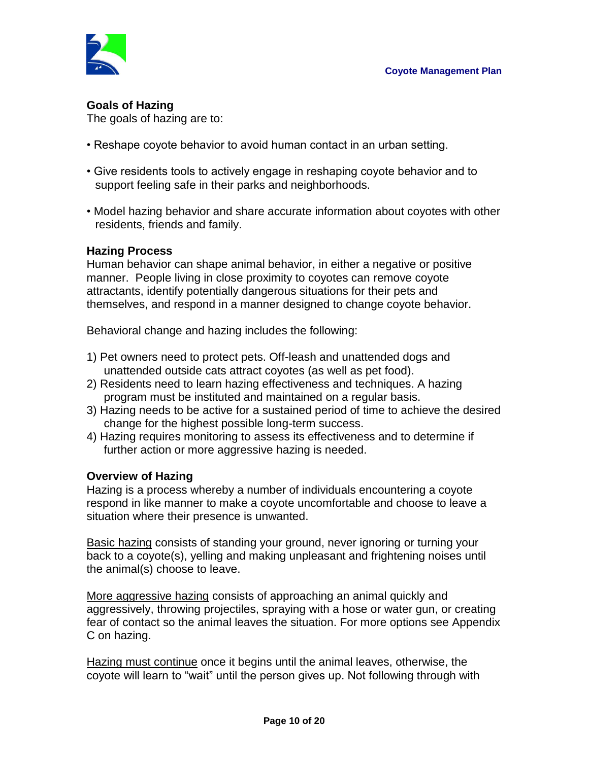### Goals of Hazing

The goals of hazing are to:

- Reshape coyote behavior to avoid human contact in an urban setting.
- Give residents tools to actively engage in reshaping coyote behavior and to support feeling safe in their parks and neighborhoods.
- Model hazing behavior and share accurate information about coyotes with other residents, friends and family.

### Hazing Process

Human behavior can shape animal behavior, in either a negative or positive manner. People living in close proximity to coyotes can remove coyote attractants, identify potentially dangerous situations for their pets and themselves, and respond in a manner designed to change coyote behavior.

Behavioral change and hazing includes the following:

1) Pet owners need to protect pets. Off-leash and unattended dogs and unattended outside cats attract coyotes (as well as pet food).
2) Residents need to learn hazing effectiveness and techniques. A hazing program must be instituted and maintained on a regular basis.
3) Hazing needs to be active for a sustained period of time to achieve the desired change for the highest possible long-term success.
4) Hazing requires monitoring to assess its effectiveness and to determine if further action or more aggressive hazing is needed.

### Overview of Hazing

Hazing is a process whereby a number of individuals encountering a coyote respond in like manner to make a coyote uncomfortable and choose to leave a situation where their presence is unwanted.

<u>Basic hazing</u> consists of standing your ground, never ignoring or turning your back to a coyote(s), yelling and making unpleasant and frightening noises until the animal(s) choose to leave.

<u>More aggressive hazing</u> consists of approaching an animal quickly and aggressively, throwing projectiles, spraying with a hose or water gun, or creating fear of contact so the animal leaves the situation. For more options see Appendix C on hazing.

<u>Hazing must continue</u> once it begins until the animal leaves, otherwise, the coyote will learn to "wait" until the person gives up. Not following through with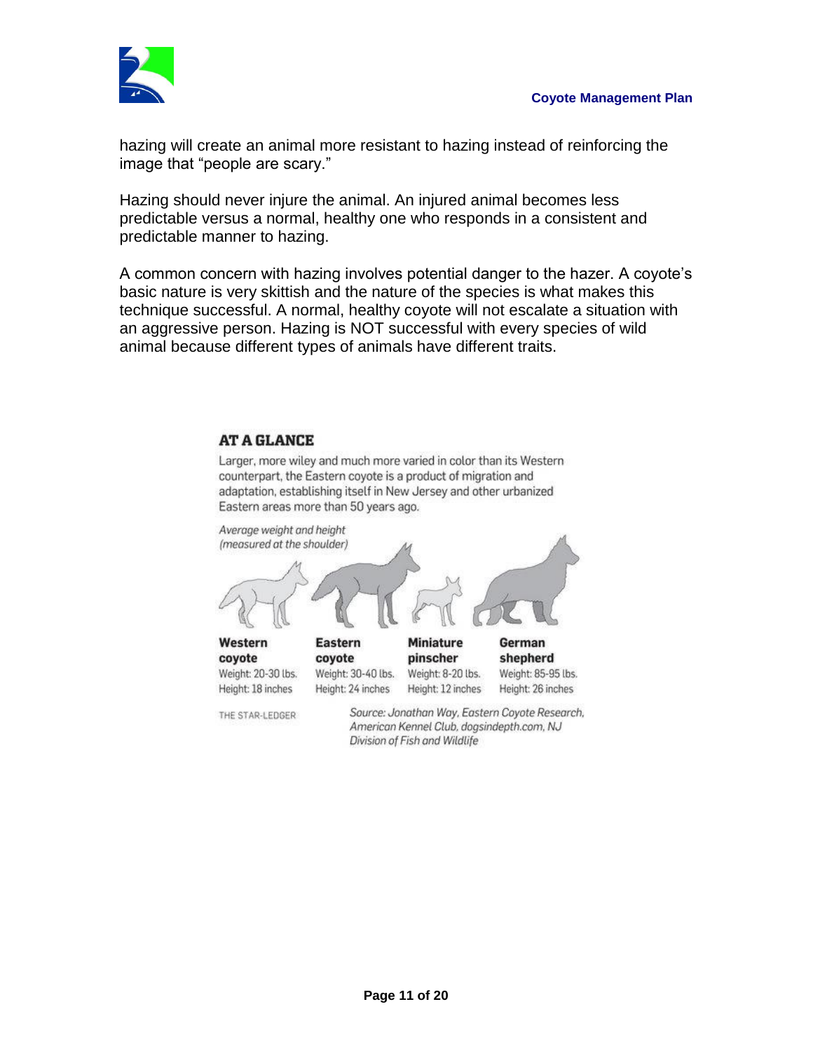hazing will create an animal more resistant to hazing instead of reinforcing the image that "people are scary."

Hazing should never injure the animal. An injured animal becomes less predictable versus a normal, healthy one who responds in a consistent and predictable manner to hazing.

A common concern with hazing involves potential danger to the hazer. A coyote's basic nature is very skittish and the nature of the species is what makes this technique successful. A normal, healthy coyote will not escalate a situation with an aggressive person. Hazing is NOT successful with every species of wild animal because different types of animals have different traits.

**AT A GLANCE**

Larger, more wiley and much more varied in color than its Western counterpart, the Eastern coyote is a product of migration and adaptation, establishing itself in New Jersey and other urbanized Eastern areas more than 50 years ago.

*Average weight and height (measured at the shoulder)*

| Western coyote | Eastern coyote | Miniature pinscher | German shepherd |
|---|---|---|---|
| Weight: 20-30 lbs. | Weight: 30-40 lbs. | Weight: 8-20 lbs. | Weight: 85-95 lbs. |
| Height: 18 inches | Height: 24 inches | Height: 12 inches | Height: 26 inches |

THE STAR-LEDGER

*Source: Jonathan Way, Eastern Coyote Research, American Kennel Club, dogsindepth.com, NJ Division of Fish and Wildlife*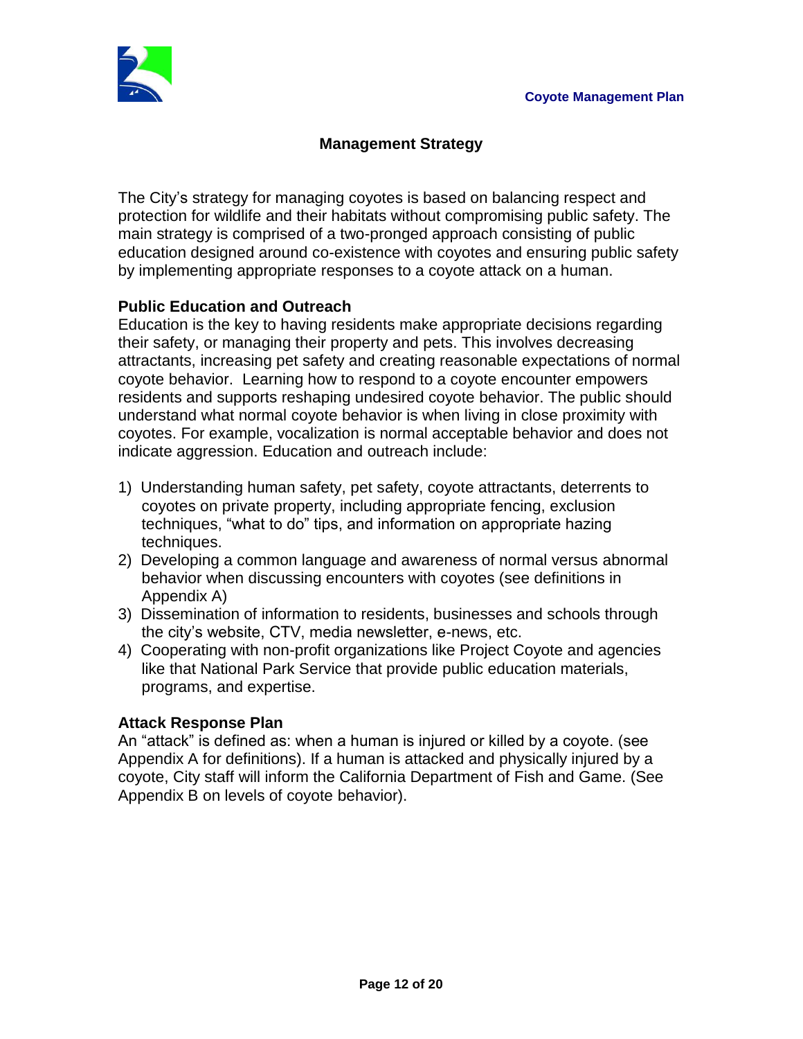## Management Strategy

The City's strategy for managing coyotes is based on balancing respect and protection for wildlife and their habitats without compromising public safety. The main strategy is comprised of a two-pronged approach consisting of public education designed around co-existence with coyotes and ensuring public safety by implementing appropriate responses to a coyote attack on a human.

### Public Education and Outreach

Education is the key to having residents make appropriate decisions regarding their safety, or managing their property and pets. This involves decreasing attractants, increasing pet safety and creating reasonable expectations of normal coyote behavior. Learning how to respond to a coyote encounter empowers residents and supports reshaping undesired coyote behavior. The public should understand what normal coyote behavior is when living in close proximity with coyotes. For example, vocalization is normal acceptable behavior and does not indicate aggression. Education and outreach include:

1) Understanding human safety, pet safety, coyote attractants, deterrents to coyotes on private property, including appropriate fencing, exclusion techniques, "what to do" tips, and information on appropriate hazing techniques.
2) Developing a common language and awareness of normal versus abnormal behavior when discussing encounters with coyotes (see definitions in Appendix A)
3) Dissemination of information to residents, businesses and schools through the city's website, CTV, media newsletter, e-news, etc.
4) Cooperating with non-profit organizations like Project Coyote and agencies like that National Park Service that provide public education materials, programs, and expertise.

### Attack Response Plan

An "attack" is defined as: when a human is injured or killed by a coyote. (see Appendix A for definitions). If a human is attacked and physically injured by a coyote, City staff will inform the California Department of Fish and Game. (See Appendix B on levels of coyote behavior).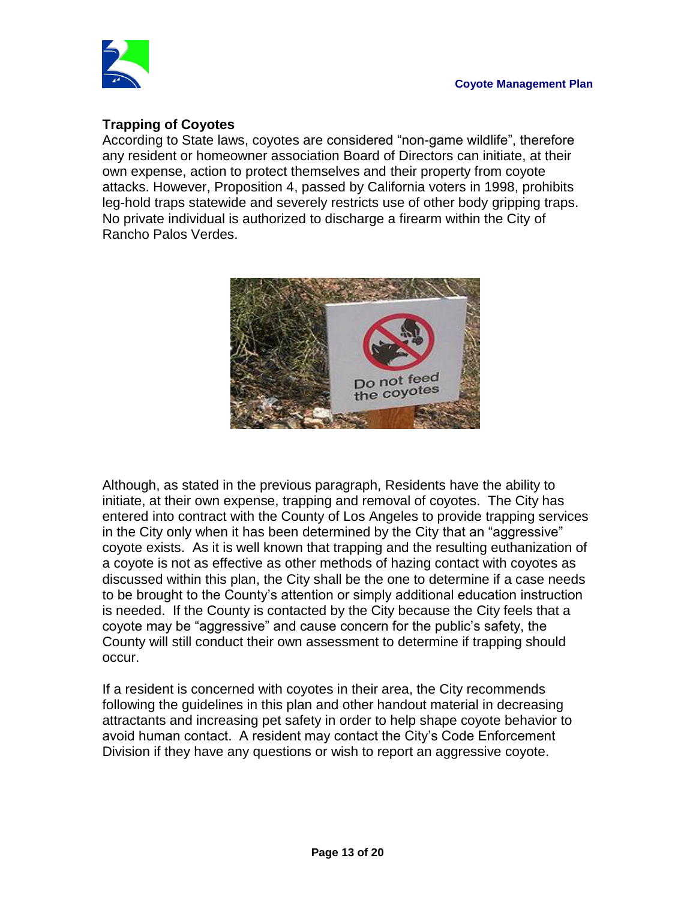**Trapping of Coyotes**

According to State laws, coyotes are considered "non-game wildlife", therefore any resident or homeowner association Board of Directors can initiate, at their own expense, action to protect themselves and their property from coyote attacks. However, Proposition 4, passed by California voters in 1998, prohibits leg-hold traps statewide and severely restricts use of other body gripping traps. No private individual is authorized to discharge a firearm within the City of Rancho Palos Verdes.

Although, as stated in the previous paragraph, Residents have the ability to initiate, at their own expense, trapping and removal of coyotes. The City has entered into contract with the County of Los Angeles to provide trapping services in the City only when it has been determined by the City that an "aggressive" coyote exists. As it is well known that trapping and the resulting euthanization of a coyote is not as effective as other methods of hazing contact with coyotes as discussed within this plan, the City shall be the one to determine if a case needs to be brought to the County's attention or simply additional education instruction is needed. If the County is contacted by the City because the City feels that a coyote may be "aggressive" and cause concern for the public's safety, the County will still conduct their own assessment to determine if trapping should occur.

If a resident is concerned with coyotes in their area, the City recommends following the guidelines in this plan and other handout material in decreasing attractants and increasing pet safety in order to help shape coyote behavior to avoid human contact. A resident may contact the City's Code Enforcement Division if they have any questions or wish to report an aggressive coyote.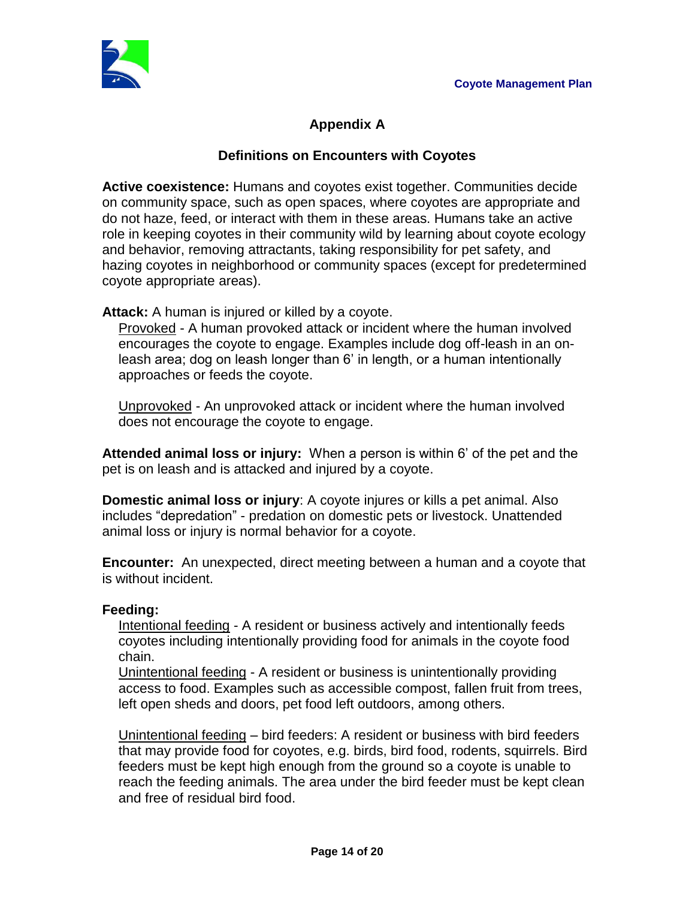## Appendix A

### Definitions on Encounters with Coyotes

**Active coexistence:** Humans and coyotes exist together. Communities decide on community space, such as open spaces, where coyotes are appropriate and do not haze, feed, or interact with them in these areas. Humans take an active role in keeping coyotes in their community wild by learning about coyote ecology and behavior, removing attractants, taking responsibility for pet safety, and hazing coyotes in neighborhood or community spaces (except for predetermined coyote appropriate areas).

**Attack:** A human is injured or killed by a coyote.

Provoked - A human provoked attack or incident where the human involved encourages the coyote to engage. Examples include dog off-leash in an on-leash area; dog on leash longer than 6' in length, or a human intentionally approaches or feeds the coyote.

Unprovoked - An unprovoked attack or incident where the human involved does not encourage the coyote to engage.

**Attended animal loss or injury:** When a person is within 6' of the pet and the pet is on leash and is attacked and injured by a coyote.

**Domestic animal loss or injury**: A coyote injures or kills a pet animal. Also includes "depredation" - predation on domestic pets or livestock. Unattended animal loss or injury is normal behavior for a coyote.

**Encounter:** An unexpected, direct meeting between a human and a coyote that is without incident.

**Feeding:**

Intentional feeding - A resident or business actively and intentionally feeds coyotes including intentionally providing food for animals in the coyote food chain.

Unintentional feeding - A resident or business is unintentionally providing access to food. Examples such as accessible compost, fallen fruit from trees, left open sheds and doors, pet food left outdoors, among others.

Unintentional feeding – bird feeders: A resident or business with bird feeders that may provide food for coyotes, e.g. birds, bird food, rodents, squirrels. Bird feeders must be kept high enough from the ground so a coyote is unable to reach the feeding animals. The area under the bird feeder must be kept clean and free of residual bird food.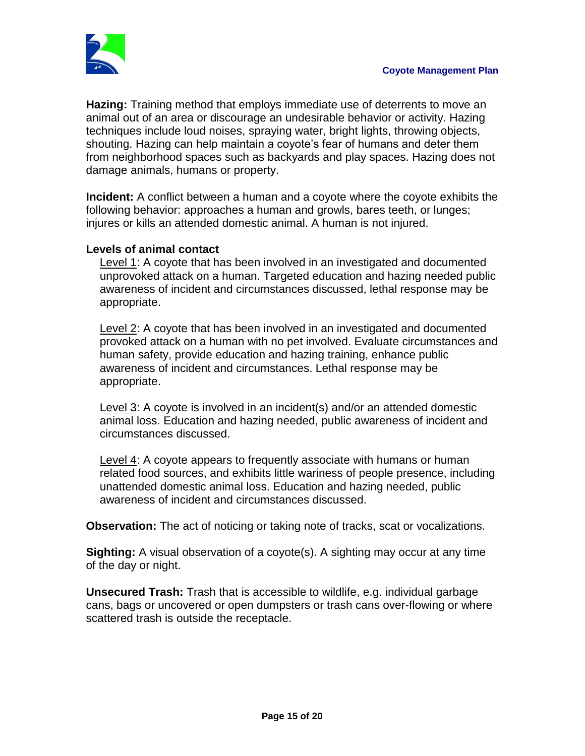**Hazing:** Training method that employs immediate use of deterrents to move an animal out of an area or discourage an undesirable behavior or activity. Hazing techniques include loud noises, spraying water, bright lights, throwing objects, shouting. Hazing can help maintain a coyote's fear of humans and deter them from neighborhood spaces such as backyards and play spaces. Hazing does not damage animals, humans or property.

**Incident:** A conflict between a human and a coyote where the coyote exhibits the following behavior: approaches a human and growls, bares teeth, or lunges; injures or kills an attended domestic animal. A human is not injured.

**Levels of animal contact**

<u>Level 1</u>: A coyote that has been involved in an investigated and documented unprovoked attack on a human. Targeted education and hazing needed public awareness of incident and circumstances discussed, lethal response may be appropriate.

<u>Level 2</u>: A coyote that has been involved in an investigated and documented provoked attack on a human with no pet involved. Evaluate circumstances and human safety, provide education and hazing training, enhance public awareness of incident and circumstances. Lethal response may be appropriate.

<u>Level 3</u>: A coyote is involved in an incident(s) and/or an attended domestic animal loss. Education and hazing needed, public awareness of incident and circumstances discussed.

<u>Level 4</u>: A coyote appears to frequently associate with humans or human related food sources, and exhibits little wariness of people presence, including unattended domestic animal loss. Education and hazing needed, public awareness of incident and circumstances discussed.

**Observation:** The act of noticing or taking note of tracks, scat or vocalizations.

**Sighting:** A visual observation of a coyote(s). A sighting may occur at any time of the day or night.

**Unsecured Trash:** Trash that is accessible to wildlife, e.g. individual garbage cans, bags or uncovered or open dumpsters or trash cans over-flowing or where scattered trash is outside the receptacle.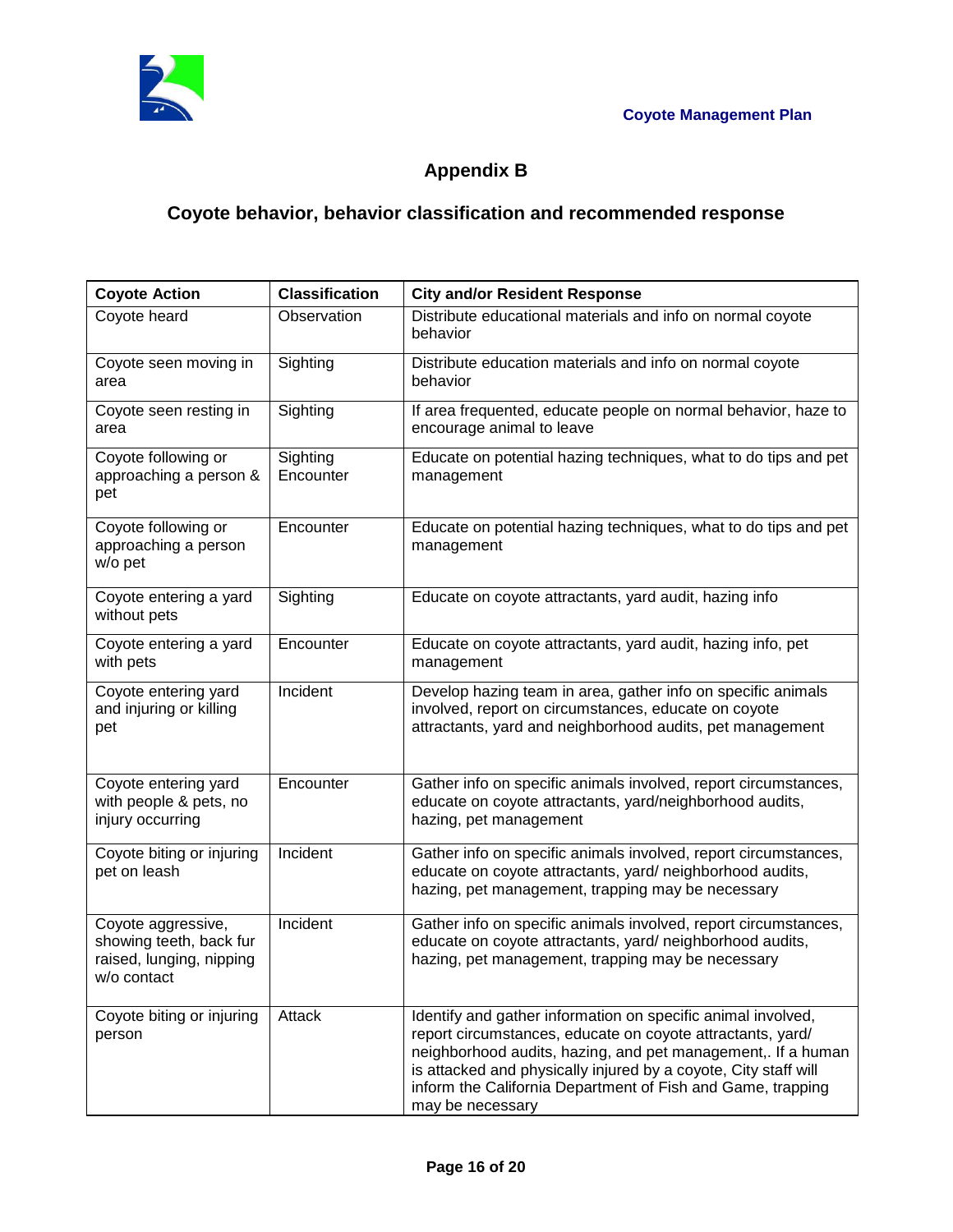# Appendix B

## Coyote behavior, behavior classification and recommended response

| Coyote Action | Classification | City and/or Resident Response |
|---|---|---|
| Coyote heard | Observation | Distribute educational materials and info on normal coyote behavior |
| Coyote seen moving in area | Sighting | Distribute education materials and info on normal coyote behavior |
| Coyote seen resting in area | Sighting | If area frequented, educate people on normal behavior, haze to encourage animal to leave |
| Coyote following or approaching a person & pet | Sighting Encounter | Educate on potential hazing techniques, what to do tips and pet management |
| Coyote following or approaching a person w/o pet | Encounter | Educate on potential hazing techniques, what to do tips and pet management |
| Coyote entering a yard without pets | Sighting | Educate on coyote attractants, yard audit, hazing info |
| Coyote entering a yard with pets | Encounter | Educate on coyote attractants, yard audit, hazing info, pet management |
| Coyote entering yard and injuring or killing pet | Incident | Develop hazing team in area, gather info on specific animals involved, report on circumstances, educate on coyote attractants, yard and neighborhood audits, pet management |
| Coyote entering yard with people & pets, no injury occurring | Encounter | Gather info on specific animals involved, report circumstances, educate on coyote attractants, yard/neighborhood audits, hazing, pet management |
| Coyote biting or injuring pet on leash | Incident | Gather info on specific animals involved, report circumstances, educate on coyote attractants, yard/ neighborhood audits, hazing, pet management, trapping may be necessary |
| Coyote aggressive, showing teeth, back fur raised, lunging, nipping w/o contact | Incident | Gather info on specific animals involved, report circumstances, educate on coyote attractants, yard/ neighborhood audits, hazing, pet management, trapping may be necessary |
| Coyote biting or injuring person | Attack | Identify and gather information on specific animal involved, report circumstances, educate on coyote attractants, yard/ neighborhood audits, hazing, and pet management,. If a human is attacked and physically injured by a coyote, City staff will inform the California Department of Fish and Game, trapping may be necessary |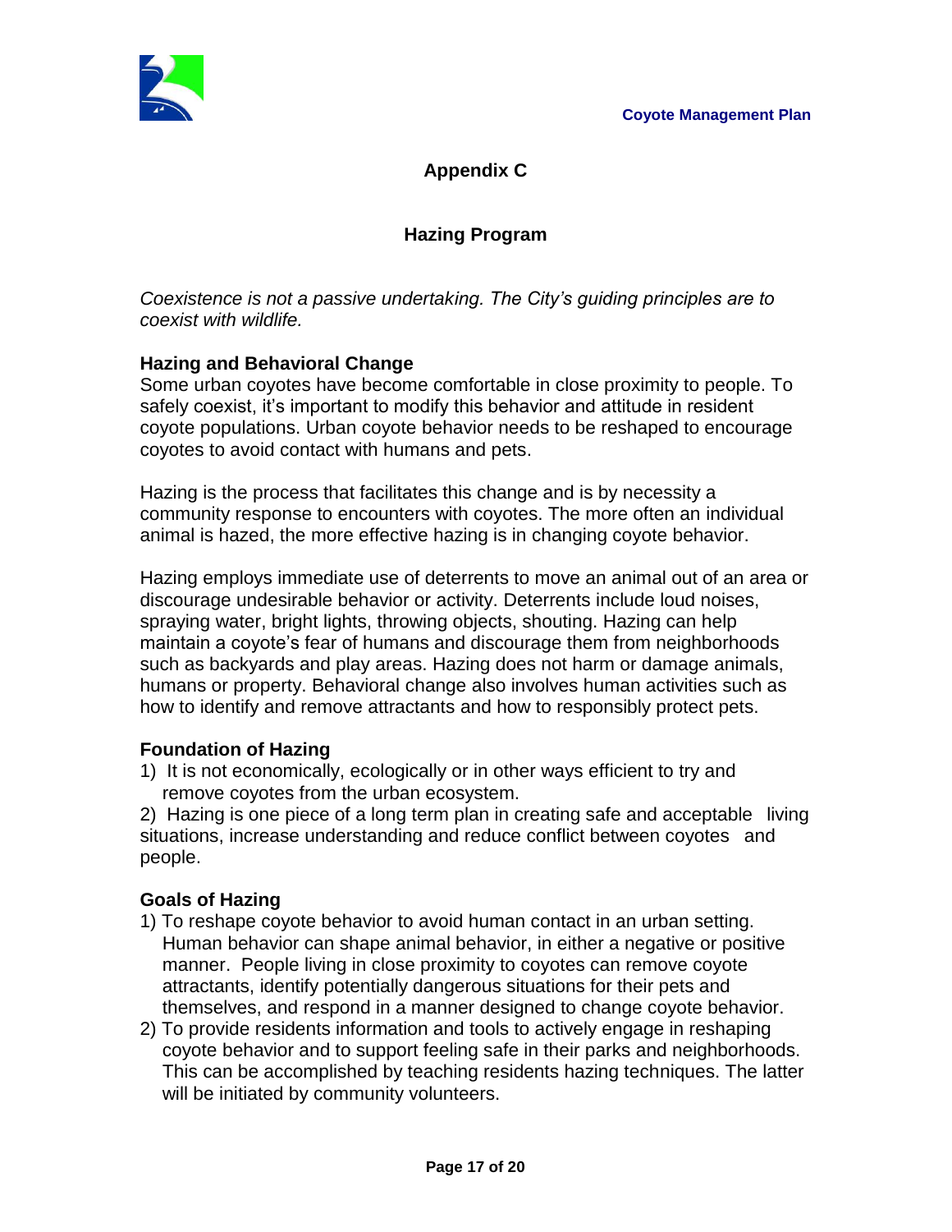# Appendix C

## Hazing Program

*Coexistence is not a passive undertaking. The City's guiding principles are to coexist with wildlife.*

### Hazing and Behavioral Change

Some urban coyotes have become comfortable in close proximity to people. To safely coexist, it's important to modify this behavior and attitude in resident coyote populations. Urban coyote behavior needs to be reshaped to encourage coyotes to avoid contact with humans and pets.

Hazing is the process that facilitates this change and is by necessity a community response to encounters with coyotes. The more often an individual animal is hazed, the more effective hazing is in changing coyote behavior.

Hazing employs immediate use of deterrents to move an animal out of an area or discourage undesirable behavior or activity. Deterrents include loud noises, spraying water, bright lights, throwing objects, shouting. Hazing can help maintain a coyote's fear of humans and discourage them from neighborhoods such as backyards and play areas. Hazing does not harm or damage animals, humans or property. Behavioral change also involves human activities such as how to identify and remove attractants and how to responsibly protect pets.

### Foundation of Hazing

1) It is not economically, ecologically or in other ways efficient to try and remove coyotes from the urban ecosystem.
2) Hazing is one piece of a long term plan in creating safe and acceptable living situations, increase understanding and reduce conflict between coyotes and people.

### Goals of Hazing

1) To reshape coyote behavior to avoid human contact in an urban setting. Human behavior can shape animal behavior, in either a negative or positive manner. People living in close proximity to coyotes can remove coyote attractants, identify potentially dangerous situations for their pets and themselves, and respond in a manner designed to change coyote behavior.
2) To provide residents information and tools to actively engage in reshaping coyote behavior and to support feeling safe in their parks and neighborhoods. This can be accomplished by teaching residents hazing techniques. The latter will be initiated by community volunteers.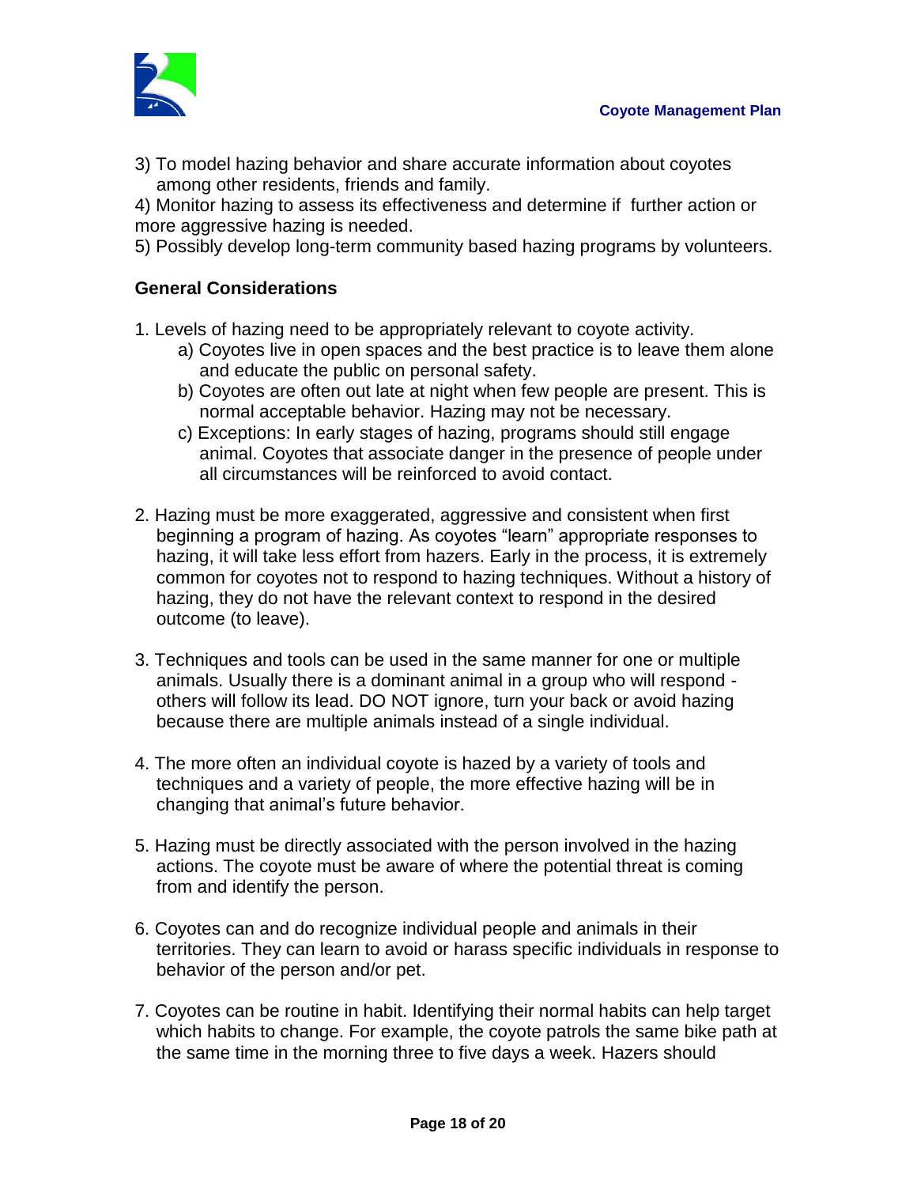3) To model hazing behavior and share accurate information about coyotes among other residents, friends and family.

4) Monitor hazing to assess its effectiveness and determine if further action or more aggressive hazing is needed.

5) Possibly develop long-term community based hazing programs by volunteers.

**General Considerations**

1. Levels of hazing need to be appropriately relevant to coyote activity.
    a) Coyotes live in open spaces and the best practice is to leave them alone and educate the public on personal safety.
    b) Coyotes are often out late at night when few people are present. This is normal acceptable behavior. Hazing may not be necessary.
    c) Exceptions: In early stages of hazing, programs should still engage animal. Coyotes that associate danger in the presence of people under all circumstances will be reinforced to avoid contact.

2. Hazing must be more exaggerated, aggressive and consistent when first beginning a program of hazing. As coyotes "learn" appropriate responses to hazing, it will take less effort from hazers. Early in the process, it is extremely common for coyotes not to respond to hazing techniques. Without a history of hazing, they do not have the relevant context to respond in the desired outcome (to leave).

3. Techniques and tools can be used in the same manner for one or multiple animals. Usually there is a dominant animal in a group who will respond - others will follow its lead. DO NOT ignore, turn your back or avoid hazing because there are multiple animals instead of a single individual.

4. The more often an individual coyote is hazed by a variety of tools and techniques and a variety of people, the more effective hazing will be in changing that animal's future behavior.

5. Hazing must be directly associated with the person involved in the hazing actions. The coyote must be aware of where the potential threat is coming from and identify the person.

6. Coyotes can and do recognize individual people and animals in their territories. They can learn to avoid or harass specific individuals in response to behavior of the person and/or pet.

7. Coyotes can be routine in habit. Identifying their normal habits can help target which habits to change. For example, the coyote patrols the same bike path at the same time in the morning three to five days a week. Hazers should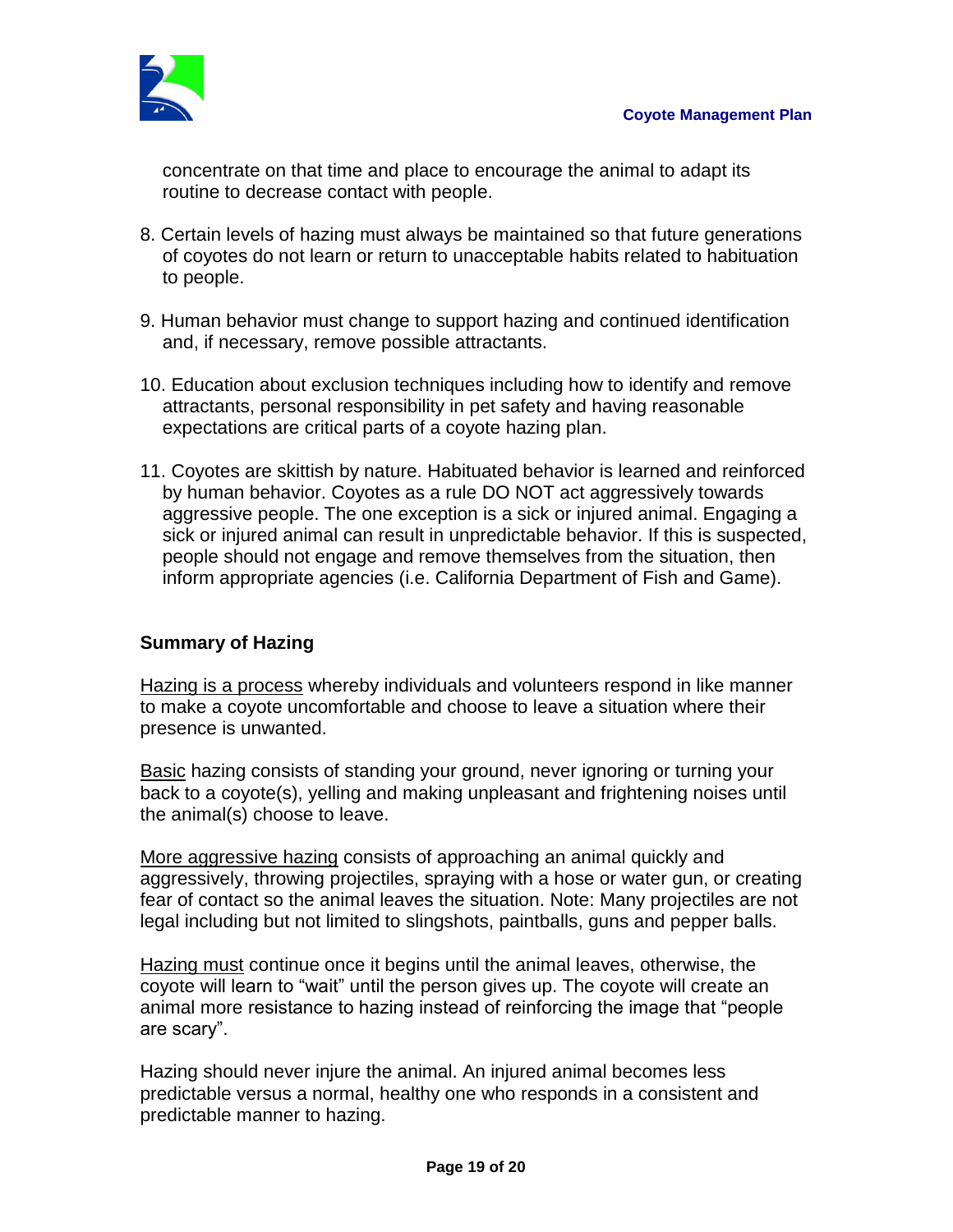concentrate on that time and place to encourage the animal to adapt its routine to decrease contact with people.

8. Certain levels of hazing must always be maintained so that future generations of coyotes do not learn or return to unacceptable habits related to habituation to people.

9. Human behavior must change to support hazing and continued identification and, if necessary, remove possible attractants.

10. Education about exclusion techniques including how to identify and remove attractants, personal responsibility in pet safety and having reasonable expectations are critical parts of a coyote hazing plan.

11. Coyotes are skittish by nature. Habituated behavior is learned and reinforced by human behavior. Coyotes as a rule DO NOT act aggressively towards aggressive people. The one exception is a sick or injured animal. Engaging a sick or injured animal can result in unpredictable behavior. If this is suspected, people should not engage and remove themselves from the situation, then inform appropriate agencies (i.e. California Department of Fish and Game).

### Summary of Hazing

<u>Hazing is a process</u> whereby individuals and volunteers respond in like manner to make a coyote uncomfortable and choose to leave a situation where their presence is unwanted.

<u>Basic</u> hazing consists of standing your ground, never ignoring or turning your back to a coyote(s), yelling and making unpleasant and frightening noises until the animal(s) choose to leave.

<u>More aggressive hazing</u> consists of approaching an animal quickly and aggressively, throwing projectiles, spraying with a hose or water gun, or creating fear of contact so the animal leaves the situation. Note: Many projectiles are not legal including but not limited to slingshots, paintballs, guns and pepper balls.

<u>Hazing must</u> continue once it begins until the animal leaves, otherwise, the coyote will learn to "wait" until the person gives up. The coyote will create an animal more resistance to hazing instead of reinforcing the image that "people are scary".

Hazing should never injure the animal. An injured animal becomes less predictable versus a normal, healthy one who responds in a consistent and predictable manner to hazing.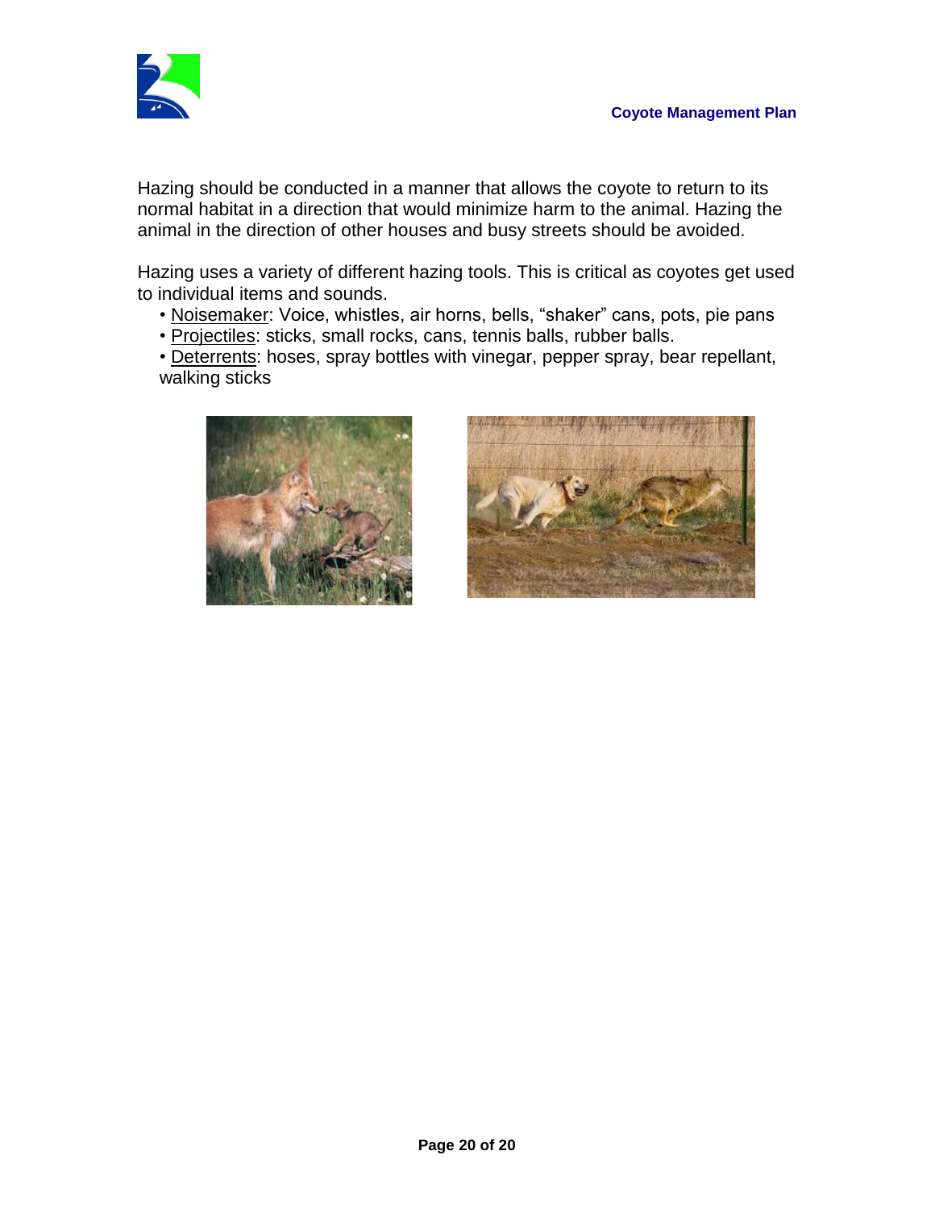Hazing should be conducted in a manner that allows the coyote to return to its normal habitat in a direction that would minimize harm to the animal. Hazing the animal in the direction of other houses and busy streets should be avoided.

Hazing uses a variety of different hazing tools. This is critical as coyotes get used to individual items and sounds.

- Noisemaker: Voice, whistles, air horns, bells, “shaker” cans, pots, pie pans
- Projectiles: sticks, small rocks, cans, tennis balls, rubber balls.
- Deterrents: hoses, spray bottles with vinegar, pepper spray, bear repellant, walking sticks